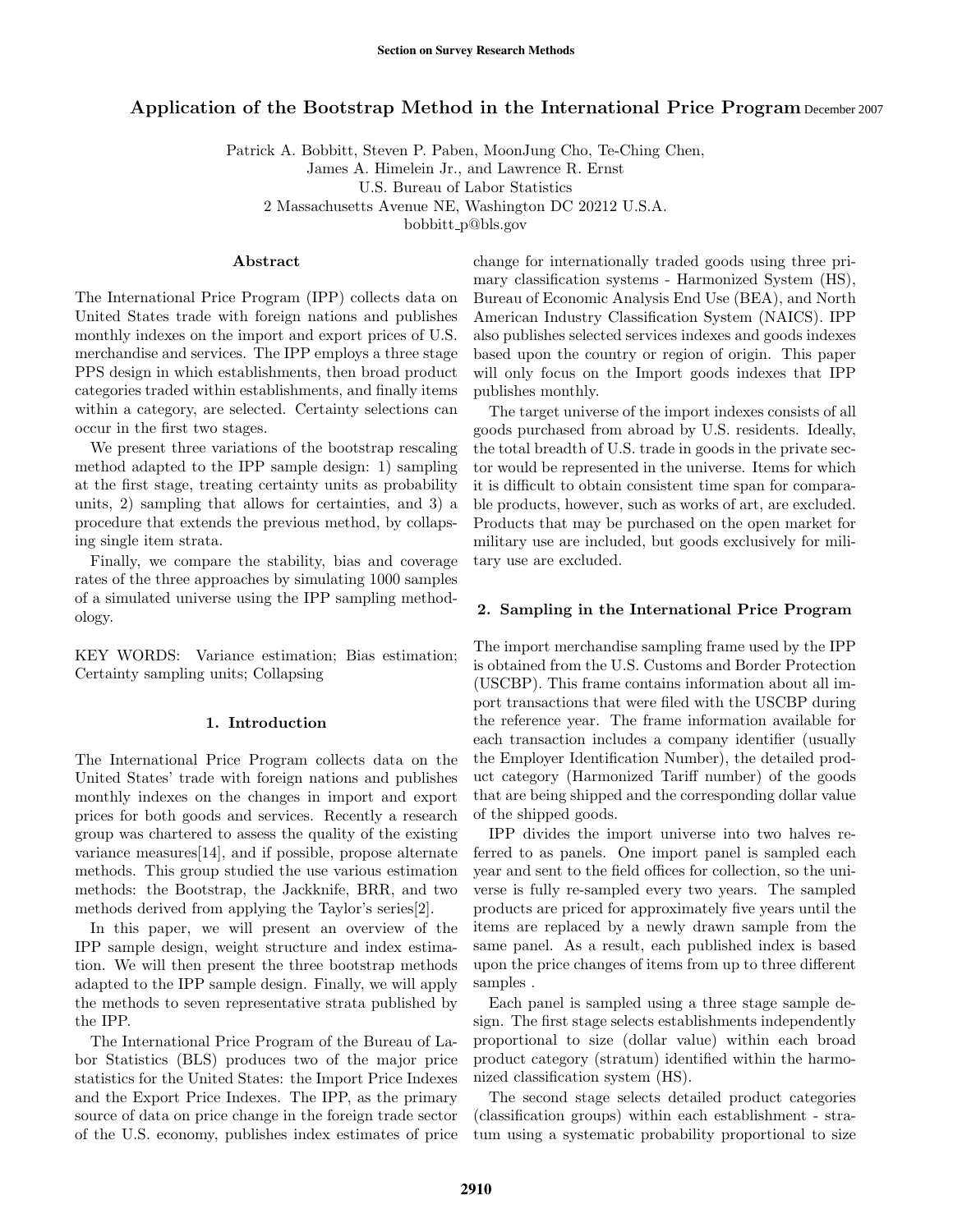# Application of the Bootstrap Method in the International Price Program December 2007

Patrick A. Bobbitt, Steven P. Paben, MoonJung Cho, Te-Ching Chen,
James A. Himelein Jr., and Lawrence R. Ernst
U.S. Bureau of Labor Statistics
2 Massachusetts Avenue NE, Washington DC 20212 U.S.A.
bobbitt_p@bls.gov

### Abstract

The International Price Program (IPP) collects data on United States trade with foreign nations and publishes monthly indexes on the import and export prices of U.S. merchandise and services. The IPP employs a three stage PPS design in which establishments, then broad product categories traded within establishments, and finally items within a category, are selected. Certainty selections can occur in the first two stages.

We present three variations of the bootstrap rescaling method adapted to the IPP sample design: 1) sampling at the first stage, treating certainty units as probability units, 2) sampling that allows for certainties, and 3) a procedure that extends the previous method, by collapsing single item strata.

Finally, we compare the stability, bias and coverage rates of the three approaches by simulating 1000 samples of a simulated universe using the IPP sampling methodology.

KEY WORDS: Variance estimation; Bias estimation; Certainty sampling units; Collapsing

## 1. Introduction

The International Price Program collects data on the United States' trade with foreign nations and publishes monthly indexes on the changes in import and export prices for both goods and services. Recently a research group was chartered to assess the quality of the existing variance measures[14], and if possible, propose alternate methods. This group studied the use various estimation methods: the Bootstrap, the Jackknife, BRR, and two methods derived from applying the Taylor's series[2].

In this paper, we will present an overview of the IPP sample design, weight structure and index estimation. We will then present the three bootstrap methods adapted to the IPP sample design. Finally, we will apply the methods to seven representative strata published by the IPP.

The International Price Program of the Bureau of Labor Statistics (BLS) produces two of the major price statistics for the United States: the Import Price Indexes and the Export Price Indexes. The IPP, as the primary source of data on price change in the foreign trade sector of the U.S. economy, publishes index estimates of price change for internationally traded goods using three primary classification systems - Harmonized System (HS), Bureau of Economic Analysis End Use (BEA), and North American Industry Classification System (NAICS). IPP also publishes selected services indexes and goods indexes based upon the country or region of origin. This paper will only focus on the Import goods indexes that IPP publishes monthly.

The target universe of the import indexes consists of all goods purchased from abroad by U.S. residents. Ideally, the total breadth of U.S. trade in goods in the private sector would be represented in the universe. Items for which it is difficult to obtain consistent time span for comparable products, however, such as works of art, are excluded. Products that may be purchased on the open market for military use are included, but goods exclusively for military use are excluded.

## 2. Sampling in the International Price Program

The import merchandise sampling frame used by the IPP is obtained from the U.S. Customs and Border Protection (USCBP). This frame contains information about all import transactions that were filed with the USCBP during the reference year. The frame information available for each transaction includes a company identifier (usually the Employer Identification Number), the detailed product category (Harmonized Tariff number) of the goods that are being shipped and the corresponding dollar value of the shipped goods.

IPP divides the import universe into two halves referred to as panels. One import panel is sampled each year and sent to the field offices for collection, so the universe is fully re-sampled every two years. The sampled products are priced for approximately five years until the items are replaced by a newly drawn sample from the same panel. As a result, each published index is based upon the price changes of items from up to three different samples .

Each panel is sampled using a three stage sample design. The first stage selects establishments independently proportional to size (dollar value) within each broad product category (stratum) identified within the harmonized classification system (HS).

The second stage selects detailed product categories (classification groups) within each establishment - stratum using a systematic probability proportional to size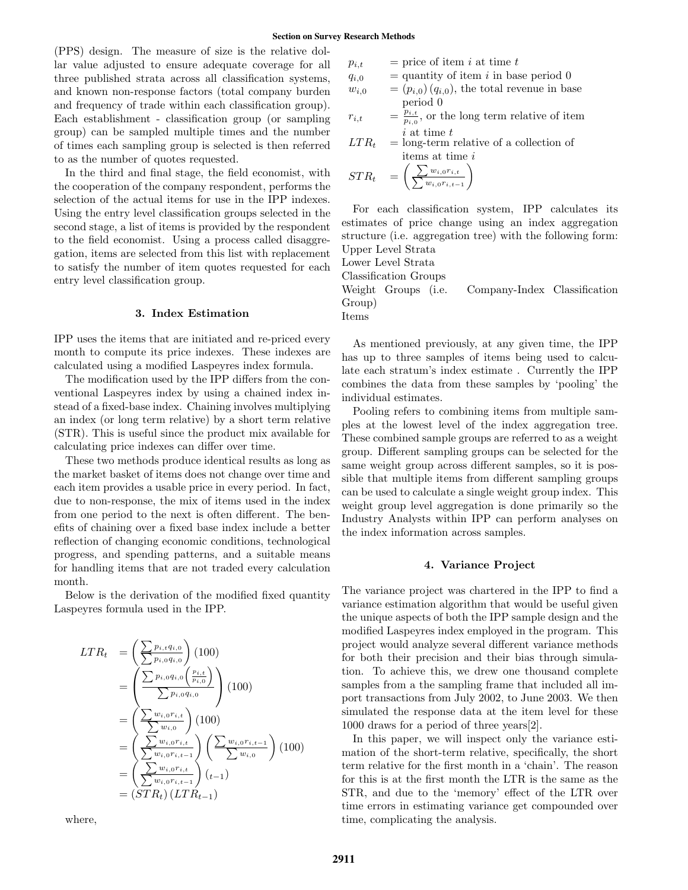(PPS) design. The measure of size is the relative dollar value adjusted to ensure adequate coverage for all three published strata across all classification systems, and known non-response factors (total company burden and frequency of trade within each classification group). Each establishment - classification group (or sampling group) can be sampled multiple times and the number of times each sampling group is selected is then referred to as the number of quotes requested.

In the third and final stage, the field economist, with the cooperation of the company respondent, performs the selection of the actual items for use in the IPP indexes. Using the entry level classification groups selected in the second stage, a list of items is provided by the respondent to the field economist. Using a process called disaggregation, items are selected from this list with replacement to satisfy the number of item quotes requested for each entry level classification group.

## 3. Index Estimation

IPP uses the items that are initiated and re-priced every month to compute its price indexes. These indexes are calculated using a modified Laspeyres index formula.

The modification used by the IPP differs from the conventional Laspeyres index by using a chained index instead of a fixed-base index. Chaining involves multiplying an index (or long term relative) by a short term relative (STR). This is useful since the product mix available for calculating price indexes can differ over time.

These two methods produce identical results as long as the market basket of items does not change over time and each item provides a usable price in every period. In fact, due to non-response, the mix of items used in the index from one period to the next is often different. The benefits of chaining over a fixed base index include a better reflection of changing economic conditions, technological progress, and spending patterns, and a suitable means for handling items that are not traded every calculation month.

Below is the derivation of the modified fixed quantity Laspeyres formula used in the IPP.

$$
\begin{aligned}
LTR_t &= \left(\frac{\sum p_{i,t} q_{i,0}}{\sum p_{i,0} q_{i,0}}\right)(100) \\
&= \left(\frac{\sum p_{i,0} q_{i,0}\left(\frac{p_{i,t}}{p_{i,0}}\right)}{\sum p_{i,0} q_{i,0}}\right)(100) \\
&= \left(\frac{\sum w_{i,0} r_{i,t}}{\sum w_{i,0}}\right)(100) \\
&= \left(\frac{\sum w_{i,0} r_{i,t}}{\sum w_{i,0} r_{i,t-1}}\right)\left(\frac{\sum w_{i,0} r_{i,t-1}}{\sum w_{i,0}}\right)(100) \\
&= \left(\frac{\sum w_{i,0} r_{i,t}}{\sum w_{i,0} r_{i,t-1}}\right)(_{t-1}) \\
&= (STR_t)(LTR_{t-1})
\end{aligned}
$$

where,

- $p_{i,t}$ = price of item $i$ at time $t$
- $q_{i,0}$ = quantity of item $i$ in base period 0
- $w_{i,0}$ = $(p_{i,0})(q_{i,0})$, the total revenue in base period 0
- $r_{i,t}$ = $\frac{p_{i,t}}{p_{i,0}}$, or the long term relative of item $i$ at time $t$
- $LTR_t$ = long-term relative of a collection of items at time $i$
- $STR_t$ = $\left(\frac{\sum w_{i,0} r_{i,t}}{\sum w_{i,0} r_{i,t-1}}\right)$

For each classification system, IPP calculates its estimates of price change using an index aggregation structure (i.e. aggregation tree) with the following form:
Upper Level Strata
Lower Level Strata
Classification Groups
Weight Groups (i.e. Company-Index Classification Group)
Items

As mentioned previously, at any given time, the IPP has up to three samples of items being used to calculate each stratum's index estimate . Currently the IPP combines the data from these samples by 'pooling' the individual estimates.

Pooling refers to combining items from multiple samples at the lowest level of the index aggregation tree. These combined sample groups are referred to as a weight group. Different sampling groups can be selected for the same weight group across different samples, so it is possible that multiple items from different sampling groups can be used to calculate a single weight group index. This weight group level aggregation is done primarily so the Industry Analysts within IPP can perform analyses on the index information across samples.

## 4. Variance Project

The variance project was chartered in the IPP to find a variance estimation algorithm that would be useful given the unique aspects of both the IPP sample design and the modified Laspeyres index employed in the program. This project would analyze several different variance methods for both their precision and their bias through simulation. To achieve this, we drew one thousand complete samples from a the sampling frame that included all import transactions from July 2002, to June 2003. We then simulated the response data at the item level for these 1000 draws for a period of three years[2].

In this paper, we will inspect only the variance estimation of the short-term relative, specifically, the short term relative for the first month in a 'chain'. The reason for this is at the first month the LTR is the same as the STR, and due to the 'memory' effect of the LTR over time errors in estimating variance get compounded over time, complicating the analysis.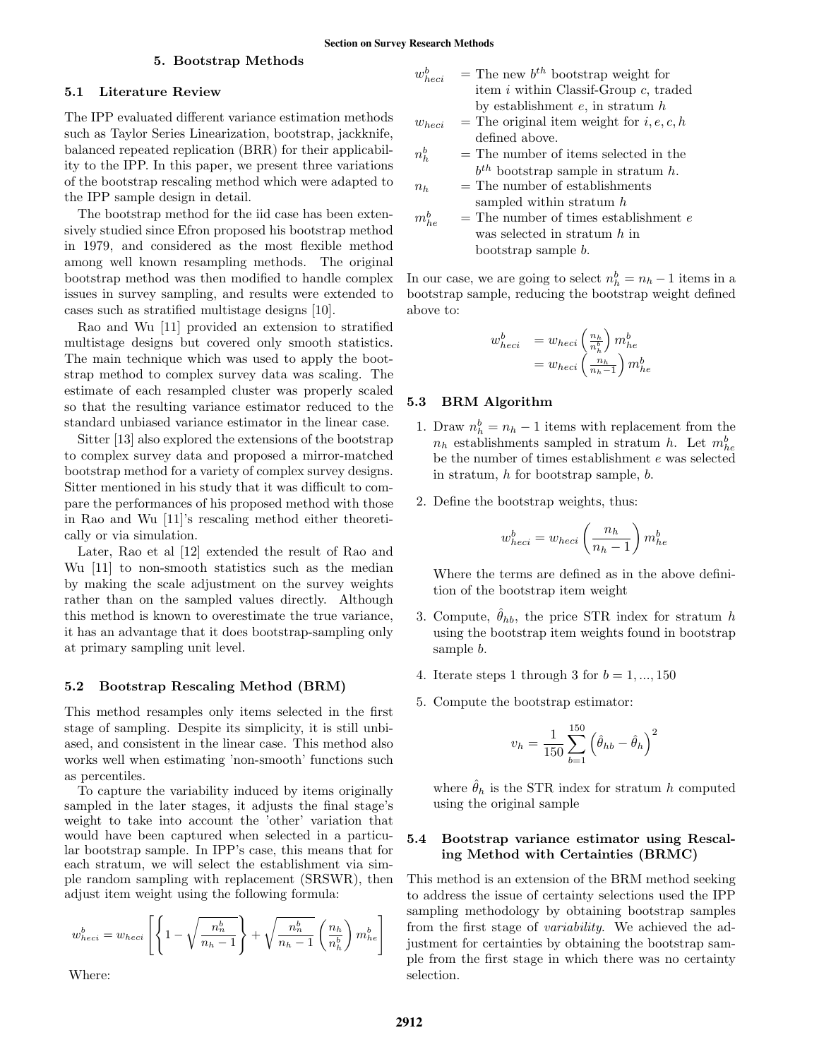## 5. Bootstrap Methods

### 5.1 Literature Review

The IPP evaluated different variance estimation methods such as Taylor Series Linearization, bootstrap, jackknife, balanced repeated replication (BRR) for their applicability to the IPP. In this paper, we present three variations of the bootstrap rescaling method which were adapted to the IPP sample design in detail.

The bootstrap method for the iid case has been extensively studied since Efron proposed his bootstrap method in 1979, and considered as the most flexible method among well known resampling methods. The original bootstrap method was then modified to handle complex issues in survey sampling, and results were extended to cases such as stratified multistage designs [10].

Rao and Wu [11] provided an extension to stratified multistage designs but covered only smooth statistics. The main technique which was used to apply the bootstrap method to complex survey data was scaling. The estimate of each resampled cluster was properly scaled so that the resulting variance estimator reduced to the standard unbiased variance estimator in the linear case.

Sitter [13] also explored the extensions of the bootstrap to complex survey data and proposed a mirror-matched bootstrap method for a variety of complex survey designs. Sitter mentioned in his study that it was difficult to compare the performances of his proposed method with those in Rao and Wu [11]'s rescaling method either theoretically or via simulation.

Later, Rao et al [12] extended the result of Rao and Wu [11] to non-smooth statistics such as the median by making the scale adjustment on the survey weights rather than on the sampled values directly. Although this method is known to overestimate the true variance, it has an advantage that it does bootstrap-sampling only at primary sampling unit level.

### 5.2 Bootstrap Rescaling Method (BRM)

This method resamples only items selected in the first stage of sampling. Despite its simplicity, it is still unbiased, and consistent in the linear case. This method also works well when estimating 'non-smooth' functions such as percentiles.

To capture the variability induced by items originally sampled in the later stages, it adjusts the final stage's weight to take into account the 'other' variation that would have been captured when selected in a particular bootstrap sample. In IPP's case, this means that for each stratum, we will select the establishment via simple random sampling with replacement (SRSWR), then adjust item weight using the following formula:

$$w^b_{heci} = w_{heci}\left[\left\{1-\sqrt{\frac{n^b_n}{n_h-1}}\right\}+\sqrt{\frac{n^b_n}{n_h-1}}\left(\frac{n_h}{n^b_h}\right)m^b_{he}\right]$$

Where:

- $w^b_{heci}$ = The new $b^{th}$ bootstrap weight for item $i$ within Classif-Group $c$, traded by establishment $e$, in stratum $h$
- $w_{heci}$ = The original item weight for $i, e, c, h$ defined above.
- $n^b_h$ = The number of items selected in the $b^{th}$ bootstrap sample in stratum $h$.
- $n_h$ = The number of establishments sampled within stratum $h$
- $m^b_{he}$ = The number of times establishment $e$ was selected in stratum $h$ in bootstrap sample $b$.

In our case, we are going to select $n^b_h = n_h - 1$ items in a bootstrap sample, reducing the bootstrap weight defined above to:

$$\begin{aligned} w^b_{heci} &= w_{heci}\left(\tfrac{n_h}{n^b_h}\right)m^b_{he} \\ &= w_{heci}\left(\tfrac{n_h}{n_h-1}\right)m^b_{he} \end{aligned}$$

### 5.3 BRM Algorithm

1. Draw $n^b_h = n_h - 1$ items with replacement from the $n_h$ establishments sampled in stratum $h$. Let $m^b_{he}$ be the number of times establishment $e$ was selected in stratum, $h$ for bootstrap sample, $b$.

2. Define the bootstrap weights, thus:

   $$w^b_{heci} = w_{heci}\left(\frac{n_h}{n_h-1}\right)m^b_{he}$$

   Where the terms are defined as in the above definition of the bootstrap item weight

3. Compute, $\hat{\theta}_{hb}$, the price STR index for stratum $h$ using the bootstrap item weights found in bootstrap sample $b$.

4. Iterate steps 1 through 3 for $b = 1, ..., 150$

5. Compute the bootstrap estimator:

   $$v_h = \frac{1}{150}\sum_{b=1}^{150}\left(\hat{\theta}_{hb} - \hat{\theta}_h\right)^2$$

   where $\hat{\theta}_h$ is the STR index for stratum $h$ computed using the original sample

### 5.4 Bootstrap variance estimator using Rescaling Method with Certainties (BRMC)

This method is an extension of the BRM method seeking to address the issue of certainty selections used the IPP sampling methodology by obtaining bootstrap samples from the first stage of *variability*. We achieved the adjustment for certainties by obtaining the bootstrap sample from the first stage in which there was no certainty selection.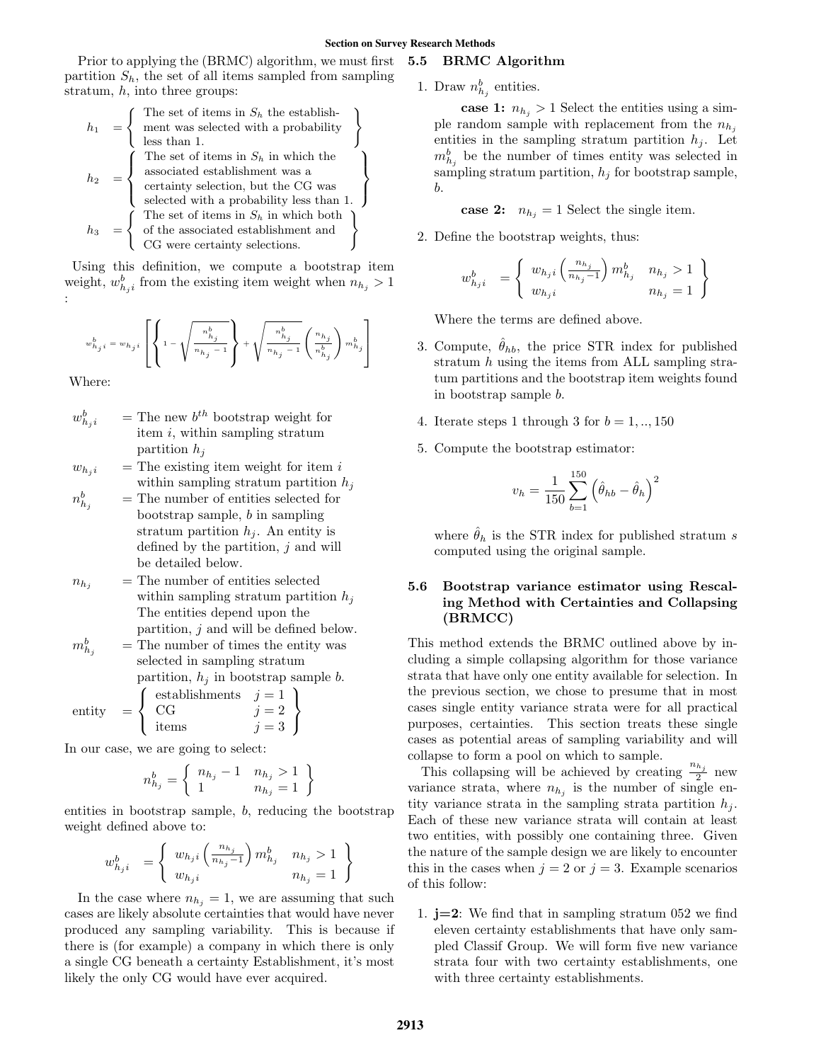Prior to applying the (BRMC) algorithm, we must first partition $S_h$, the set of all items sampled from sampling stratum, $h$, into three groups:

$$h_1 = \left\{ \begin{array}{l} \text{The set of items in } S_h \text{ the establish-} \\ \text{ment was selected with a probability} \\ \text{less than 1.} \end{array} \right\}$$

$$h_2 = \left\{ \begin{array}{l} \text{The set of items in } S_h \text{ in which the} \\ \text{associated establishment was a} \\ \text{certainty selection, but the CG was} \\ \text{selected with a probability less than 1.} \end{array} \right\}$$

$$h_3 = \left\{ \begin{array}{l} \text{The set of items in } S_h \text{ in which both} \\ \text{of the associated establishment and} \\ \text{CG were certainty selections.} \end{array} \right\}$$

Using this definition, we compute a bootstrap item weight, $w^b_{h_j i}$ from the existing item weight when $n_{h_j} > 1$ :

$$w^b_{h_j i} = w_{h_j i} \left[ \left\{ 1 - \sqrt{\frac{n^b_{h_j}}{n_{h_j} - 1}} \right\} + \sqrt{\frac{n^b_{h_j}}{n_{h_j} - 1}} \left( \frac{n_{h_j}}{n^b_{h_j}} \right) m^b_{h_j} \right]$$

Where:

- $w^b_{h_j i}$ = The new $b^{th}$ bootstrap weight for item $i$, within sampling stratum partition $h_j$
- $w_{h_j i}$ = The existing item weight for item $i$ within sampling stratum partition $h_j$
- $n^b_{h_j}$ = The number of entities selected for bootstrap sample, $b$ in sampling stratum partition $h_j$. An entity is defined by the partition, $j$ and will be detailed below.
- $n_{h_j}$ = The number of entities selected within sampling stratum partition $h_j$ The entities depend upon the partition, $j$ and will be defined below.
- $m^b_{h_j}$ = The number of times the entity was selected in sampling stratum partition, $h_j$ in bootstrap sample $b$.

$$\text{entity} = \left\{ \begin{array}{ll} \text{establishments} & j = 1 \\ \text{CG} & j = 2 \\ \text{items} & j = 3 \end{array} \right\}$$

In our case, we are going to select:

$$n^b_{h_j} = \left\{ \begin{array}{ll} n_{h_j} - 1 & n_{h_j} > 1 \\ 1 & n_{h_j} = 1 \end{array} \right\}$$

entities in bootstrap sample, $b$, reducing the bootstrap weight defined above to:

$$w^b_{h_j i} = \left\{ \begin{array}{ll} w_{h_j i} \left( \frac{n_{h_j}}{n_{h_j} - 1} \right) m^b_{h_j} & n_{h_j} > 1 \\ w_{h_j i} & n_{h_j} = 1 \end{array} \right\}$$

In the case where $n_{h_j} = 1$, we are assuming that such cases are likely absolute certainties that would have never produced any sampling variability. This is because if there is (for example) a company in which there is only a single CG beneath a certainty Establishment, it's most likely the only CG would have ever acquired.

### 5.5 BRMC Algorithm

1. Draw $n^b_{h_j}$ entities.

   **case 1:** $n_{h_j} > 1$ Select the entities using a simple random sample with replacement from the $n_{h_j}$ entities in the sampling stratum partition $h_j$. Let $m^b_{h_j}$ be the number of times entity was selected in sampling stratum partition, $h_j$ for bootstrap sample, $b$.

   **case 2:** $n_{h_j} = 1$ Select the single item.

2. Define the bootstrap weights, thus:

   $$w^b_{h_j i} = \left\{ \begin{array}{ll} w_{h_j i} \left( \frac{n_{h_j}}{n_{h_j} - 1} \right) m^b_{h_j} & n_{h_j} > 1 \\ w_{h_j i} & n_{h_j} = 1 \end{array} \right\}$$

   Where the terms are defined above.

3. Compute, $\hat{\theta}_{hb}$, the price STR index for published stratum $h$ using the items from ALL sampling stratum partitions and the bootstrap item weights found in bootstrap sample $b$.

4. Iterate steps 1 through 3 for $b = 1, .., 150$

5. Compute the bootstrap estimator:

   $$v_h = \frac{1}{150} \sum_{b=1}^{150} \left( \hat{\theta}_{hb} - \hat{\theta}_h \right)^2$$

   where $\hat{\theta}_h$ is the STR index for published stratum $s$ computed using the original sample.

### 5.6 Bootstrap variance estimator using Rescaling Method with Certainties and Collapsing (BRMCC)

This method extends the BRMC outlined above by including a simple collapsing algorithm for those variance strata that have only one entity available for selection. In the previous section, we chose to presume that in most cases single entity variance strata were for all practical purposes, certainties. This section treats these single cases as potential areas of sampling variability and will collapse to form a pool on which to sample.

This collapsing will be achieved by creating $\frac{n_{h_j}}{2}$ new variance strata, where $n_{h_j}$ is the number of single entity variance strata in the sampling strata partition $h_j$. Each of these new variance strata will contain at least two entities, with possibly one containing three. Given the nature of the sample design we are likely to encounter this in the cases when $j = 2$ or $j = 3$. Example scenarios of this follow:

1. **j=2**: We find that in sampling stratum 052 we find eleven certainty establishments that have only sampled Classif Group. We will form five new variance strata four with two certainty establishments, one with three certainty establishments.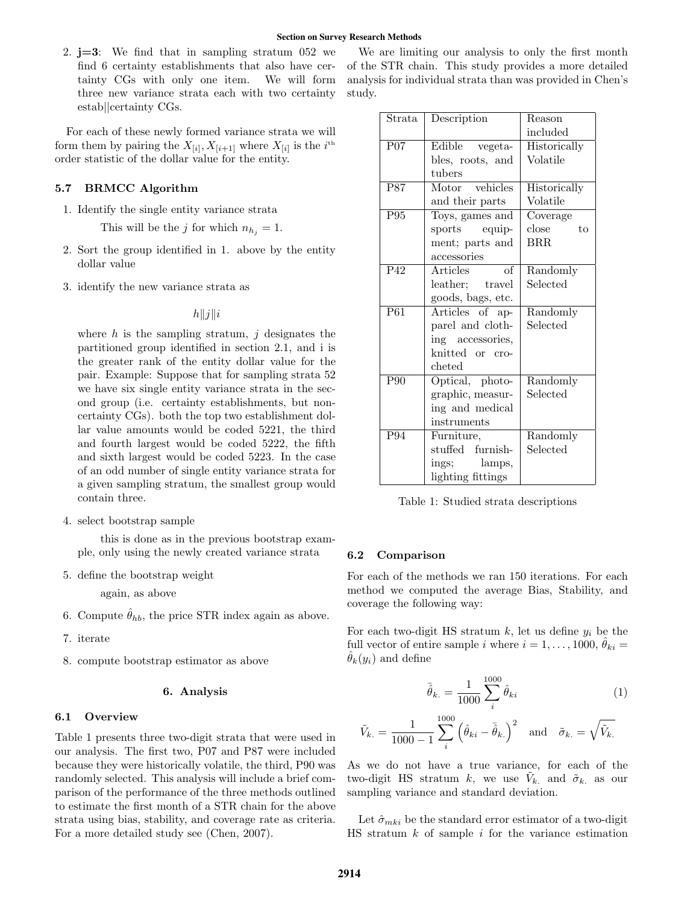2. **j=3**: We find that in sampling stratum 052 we find 6 certainty establishments that also have certainty CGs with only one item. We will form three new variance strata each with two certainty estab||certainty CGs.

For each of these newly formed variance strata we will form them by pairing the $X_{[i]}, X_{[i+1]}$ where $X_{[i]}$ is the $i^{\text{th}}$ order statistic of the dollar value for the entity.

### 5.7 BRMCC Algorithm

1. Identify the single entity variance strata

   This will be the $j$ for which $n_{h_j} = 1$.

2. Sort the group identified in 1. above by the entity dollar value

3. identify the new variance strata as

   $$h\|j\|i$$

   where $h$ is the sampling stratum, $j$ designates the partitioned group identified in section 2.1, and i is the greater rank of the entity dollar value for the pair. Example: Suppose that for sampling strata 52 we have six single entity variance strata in the second group (i.e. certainty establishments, but non-certainty CGs). both the top two establishment dollar value amounts would be coded 5221, the third and fourth largest would be coded 5222, the fifth and sixth largest would be coded 5223. In the case of an odd number of single entity variance strata for a given sampling stratum, the smallest group would contain three.

4. select bootstrap sample

   this is done as in the previous bootstrap example, only using the newly created variance strata

5. define the bootstrap weight

   again, as above

6. Compute $\hat{\theta}_{hb}$, the price STR index again as above.

7. iterate

8. compute bootstrap estimator as above

## 6. Analysis

### 6.1 Overview

Table 1 presents three two-digit strata that were used in our analysis. The first two, P07 and P87 were included because they were historically volatile, the third, P90 was randomly selected. This analysis will include a brief comparison of the performance of the three methods outlined to estimate the first month of a STR chain for the above strata using bias, stability, and coverage rate as criteria. For a more detailed study see (Chen, 2007).

We are limiting our analysis to only the first month of the STR chain. This study provides a more detailed analysis for individual strata than was provided in Chen's study.

| Strata | Description | Reason included |
|---|---|---|
| P07 | Edible vegetables, roots, and tubers | Historically Volatile |
| P87 | Motor vehicles and their parts | Historically Volatile |
| P95 | Toys, games and sports equipment; parts and accessories | Coverage close to BRR |
| P42 | Articles of leather; travel goods, bags, etc. | Randomly Selected |
| P61 | Articles of apparel and clothing accessories, knitted or crocheted | Randomly Selected |
| P90 | Optical, photographic, measuring and medical instruments | Randomly Selected |
| P94 | Furniture, stuffed furnishings; lamps, lighting fittings | Randomly Selected |

Table 1: Studied strata descriptions

### 6.2 Comparison

For each of the methods we ran 150 iterations. For each method we computed the average Bias, Stability, and coverage the following way:

For each two-digit HS stratum $k$, let us define $y_i$ be the full vector of entire sample $i$ where $i = 1, \ldots, 1000$, $\hat{\theta}_{ki} = \hat{\theta}_k(y_i)$ and define

$$\bar{\hat{\theta}}_{k.} = \frac{1}{1000} \sum_{i}^{1000} \hat{\theta}_{ki} \tag{1}$$

$$\tilde{V}_{k.} = \frac{1}{1000-1} \sum_{i}^{1000} \left( \hat{\theta}_{ki} - \bar{\hat{\theta}}_{k.} \right)^2 \quad \text{and} \quad \tilde{\sigma}_{k.} = \sqrt{\tilde{V}_{k.}}$$

As we do not have a true variance, for each of the two-digit HS stratum $k$, we use $\tilde{V}_{k.}$ and $\tilde{\sigma}_{k.}$ as our sampling variance and standard deviation.

Let $\hat{\sigma}_{mki}$ be the standard error estimator of a two-digit HS stratum $k$ of sample $i$ for the variance estimation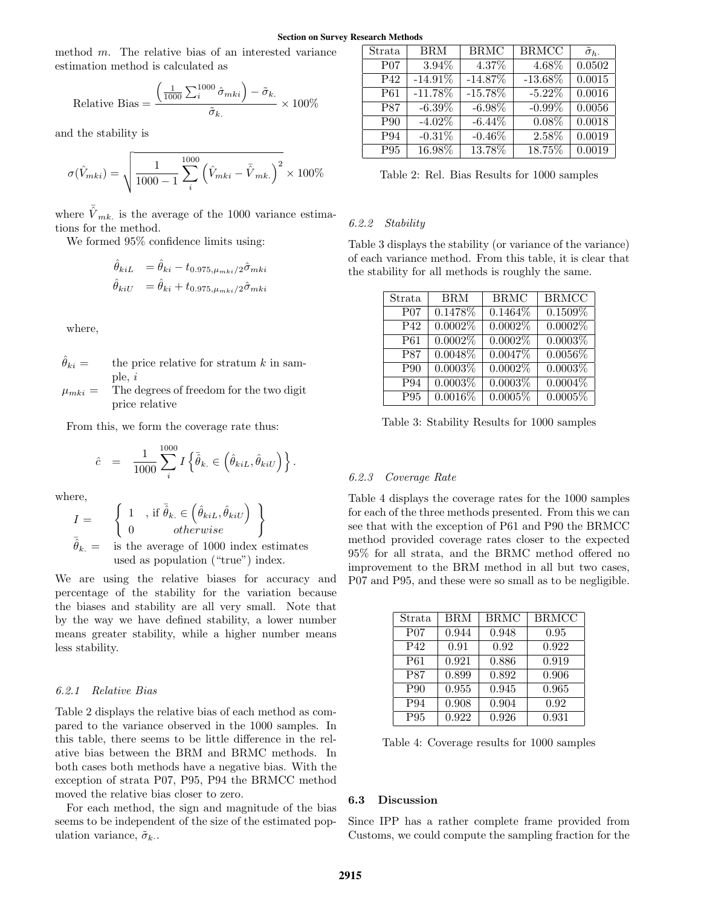method $m$. The relative bias of an interested variance estimation method is calculated as

$$\text{Relative Bias} = \frac{\left(\frac{1}{1000}\sum_{i}^{1000}\hat{\sigma}_{mki}\right) - \tilde{\sigma}_{k.}}{\tilde{\sigma}_{k.}} \times 100\%$$

and the stability is

$$\sigma(\hat{V}_{mki}) = \sqrt{\frac{1}{1000-1}\sum_{i}^{1000}\left(\hat{V}_{mki} - \bar{\hat{V}}_{mk.}\right)^2} \times 100\%$$

where $\bar{\hat{V}}_{mk.}$ is the average of the 1000 variance estimations for the method.

We formed 95% confidence limits using:

$$\begin{aligned}\hat{\theta}_{kiL} &= \hat{\theta}_{ki} - t_{0.975,\mu_{mki}/2}\hat{\sigma}_{mki} \\ \hat{\theta}_{kiU} &= \hat{\theta}_{ki} + t_{0.975,\mu_{mki}/2}\hat{\sigma}_{mki}\end{aligned}$$

where,

$\hat{\theta}_{ki} =$ the price relative for stratum $k$ in sample, $i$

$\mu_{mki} =$ The degrees of freedom for the two digit price relative

From this, we form the coverage rate thus:

$$\hat{c} = \frac{1}{1000}\sum_{i}^{1000} I\left\{\bar{\hat{\theta}}_{k.} \in \left(\hat{\theta}_{kiL}, \hat{\theta}_{kiU}\right)\right\}.$$

where,

$$I = \left\{ \begin{array}{ll} 1 & \text{, if } \bar{\hat{\theta}}_{k.} \in \left(\hat{\theta}_{kiL}, \hat{\theta}_{kiU}\right) \\ 0 & otherwise \end{array} \right\}$$

$\bar{\hat{\theta}}_{k.} =$ is the average of 1000 index estimates used as population ("true") index.

We are using the relative biases for accuracy and percentage of the stability for the variation because the biases and stability are all very small. Note that by the way we have defined stability, a lower number means greater stability, while a higher number means less stability.

#### 6.2.1 Relative Bias

Table 2 displays the relative bias of each method as compared to the variance observed in the 1000 samples. In this table, there seems to be little difference in the relative bias between the BRM and BRMC methods. In both cases both methods have a negative bias. With the exception of strata P07, P95, P94 the BRMCC method moved the relative bias closer to zero.

For each method, the sign and magnitude of the bias seems to be independent of the size of the estimated population variance, $\tilde{\sigma}_{k.}$.

| Strata | BRM | BRMC | BRMCC | $\tilde{\sigma}_{h.}$ |
|---|---|---|---|---|
| P07 | 3.94% | 4.37% | 4.68% | 0.0502 |
| P42 | -14.91% | -14.87% | -13.68% | 0.0015 |
| P61 | -11.78% | -15.78% | -5.22% | 0.0016 |
| P87 | -6.39% | -6.98% | -0.99% | 0.0056 |
| P90 | -4.02% | -6.44% | 0.08% | 0.0018 |
| P94 | -0.31% | -0.46% | 2.58% | 0.0019 |
| P95 | 16.98% | 13.78% | 18.75% | 0.0019 |

Table 2: Rel. Bias Results for 1000 samples

#### 6.2.2 Stability

Table 3 displays the stability (or variance of the variance) of each variance method. From this table, it is clear that the stability for all methods is roughly the same.

| Strata | BRM | BRMC | BRMCC |
|---|---|---|---|
| P07 | 0.1478% | 0.1464% | 0.1509% |
| P42 | 0.0002% | 0.0002% | 0.0002% |
| P61 | 0.0002% | 0.0002% | 0.0003% |
| P87 | 0.0048% | 0.0047% | 0.0056% |
| P90 | 0.0003% | 0.0002% | 0.0003% |
| P94 | 0.0003% | 0.0003% | 0.0004% |
| P95 | 0.0016% | 0.0005% | 0.0005% |

Table 3: Stability Results for 1000 samples

#### 6.2.3 Coverage Rate

Table 4 displays the coverage rates for the 1000 samples for each of the three methods presented. From this we can see that with the exception of P61 and P90 the BRMCC method provided coverage rates closer to the expected 95% for all strata, and the BRMC method offered no improvement to the BRM method in all but two cases, P07 and P95, and these were so small as to be negligible.

| Strata | BRM | BRMC | BRMCC |
|---|---|---|---|
| P07 | 0.944 | 0.948 | 0.95 |
| P42 | 0.91 | 0.92 | 0.922 |
| P61 | 0.921 | 0.886 | 0.919 |
| P87 | 0.899 | 0.892 | 0.906 |
| P90 | 0.955 | 0.945 | 0.965 |
| P94 | 0.908 | 0.904 | 0.92 |
| P95 | 0.922 | 0.926 | 0.931 |

Table 4: Coverage results for 1000 samples

### 6.3 Discussion

Since IPP has a rather complete frame provided from Customs, we could compute the sampling fraction for the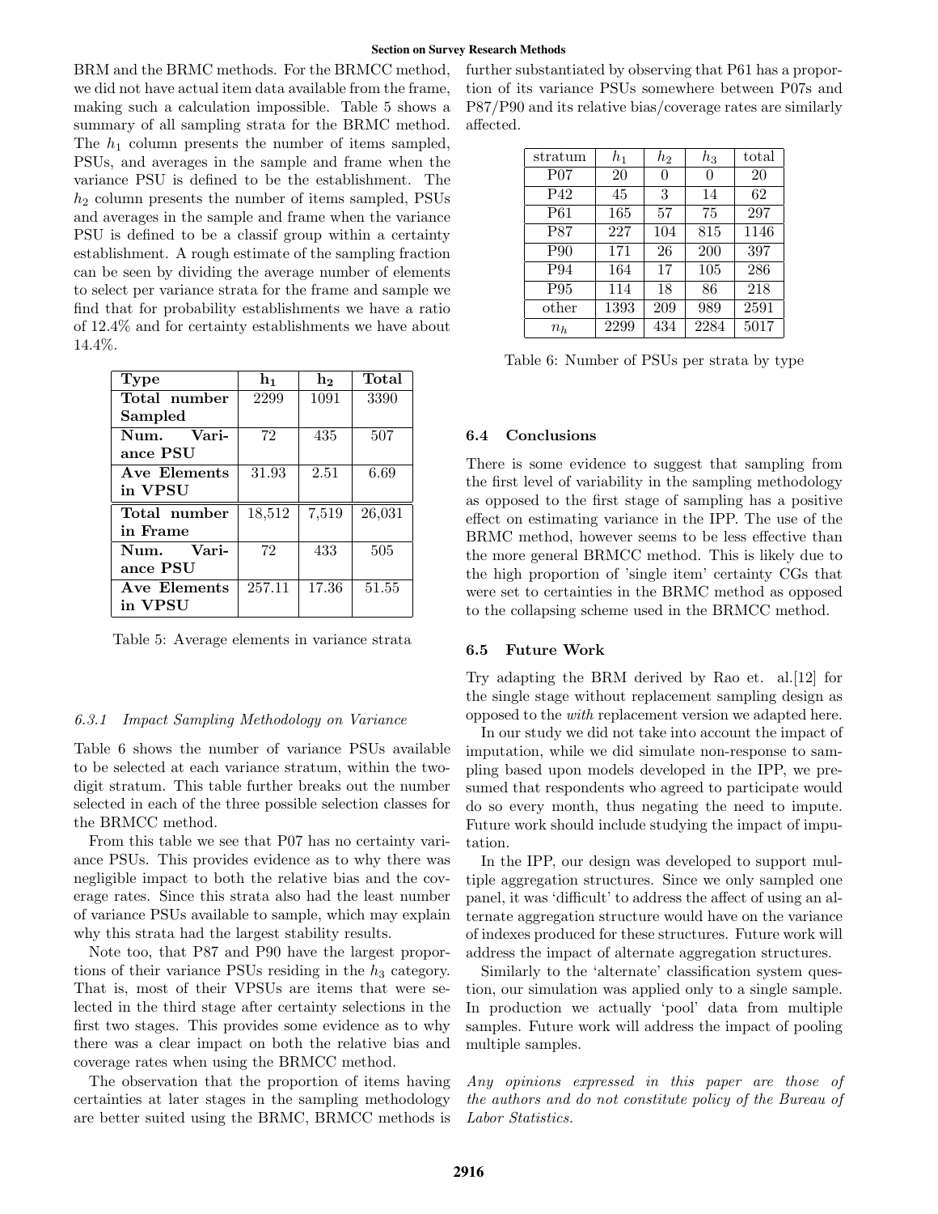BRM and the BRMC methods. For the BRMCC method, we did not have actual item data available from the frame, making such a calculation impossible. Table 5 shows a summary of all sampling strata for the BRMC method. The $h_1$ column presents the number of items sampled, PSUs, and averages in the sample and frame when the variance PSU is defined to be the establishment. The $h_2$ column presents the number of items sampled, PSUs and averages in the sample and frame when the variance PSU is defined to be a classif group within a certainty establishment. A rough estimate of the sampling fraction can be seen by dividing the average number of elements to select per variance strata for the frame and sample we find that for probability establishments we have a ratio of 12.4% and for certainty establishments we have about 14.4%.

| Type | $h_1$ | $h_2$ | Total |
|---|---|---|---|
| Total number Sampled | 2299 | 1091 | 3390 |
| Num. Variance PSU | 72 | 435 | 507 |
| Ave Elements in VPSU | 31.93 | 2.51 | 6.69 |
| Total number in Frame | 18,512 | 7,519 | 26,031 |
| Num. Variance PSU | 72 | 433 | 505 |
| Ave Elements in VPSU | 257.11 | 17.36 | 51.55 |

Table 5: Average elements in variance strata

#### 6.3.1 *Impact Sampling Methodology on Variance*

Table 6 shows the number of variance PSUs available to be selected at each variance stratum, within the two-digit stratum. This table further breaks out the number selected in each of the three possible selection classes for the BRMCC method.

From this table we see that P07 has no certainty variance PSUs. This provides evidence as to why there was negligible impact to both the relative bias and the coverage rates. Since this strata also had the least number of variance PSUs available to sample, which may explain why this strata had the largest stability results.

Note too, that P87 and P90 have the largest proportions of their variance PSUs residing in the $h_3$ category. That is, most of their VPSUs are items that were selected in the third stage after certainty selections in the first two stages. This provides some evidence as to why there was a clear impact on both the relative bias and coverage rates when using the BRMCC method.

The observation that the proportion of items having certainties at later stages in the sampling methodology are better suited using the BRMC, BRMCC methods is further substantiated by observing that P61 has a proportion of its variance PSUs somewhere between P07s and P87/P90 and its relative bias/coverage rates are similarly affected.

| stratum | $h_1$ | $h_2$ | $h_3$ | total |
|---|---|---|---|---|
| P07 | 20 | 0 | 0 | 20 |
| P42 | 45 | 3 | 14 | 62 |
| P61 | 165 | 57 | 75 | 297 |
| P87 | 227 | 104 | 815 | 1146 |
| P90 | 171 | 26 | 200 | 397 |
| P94 | 164 | 17 | 105 | 286 |
| P95 | 114 | 18 | 86 | 218 |
| other | 1393 | 209 | 989 | 2591 |
| $n_h$ | 2299 | 434 | 2284 | 5017 |

Table 6: Number of PSUs per strata by type

### 6.4 Conclusions

There is some evidence to suggest that sampling from the first level of variability in the sampling methodology as opposed to the first stage of sampling has a positive effect on estimating variance in the IPP. The use of the BRMC method, however seems to be less effective than the more general BRMCC method. This is likely due to the high proportion of 'single item' certainty CGs that were set to certainties in the BRMC method as opposed to the collapsing scheme used in the BRMCC method.

### 6.5 Future Work

Try adapting the BRM derived by Rao et. al.[12] for the single stage without replacement sampling design as opposed to the *with* replacement version we adapted here.

In our study we did not take into account the impact of imputation, while we did simulate non-response to sampling based upon models developed in the IPP, we presumed that respondents who agreed to participate would do so every month, thus negating the need to impute. Future work should include studying the impact of imputation.

In the IPP, our design was developed to support multiple aggregation structures. Since we only sampled one panel, it was 'difficult' to address the affect of using an alternate aggregation structure would have on the variance of indexes produced for these structures. Future work will address the impact of alternate aggregation structures.

Similarly to the 'alternate' classification system question, our simulation was applied only to a single sample. In production we actually 'pool' data from multiple samples. Future work will address the impact of pooling multiple samples.

*Any opinions expressed in this paper are those of the authors and do not constitute policy of the Bureau of Labor Statistics.*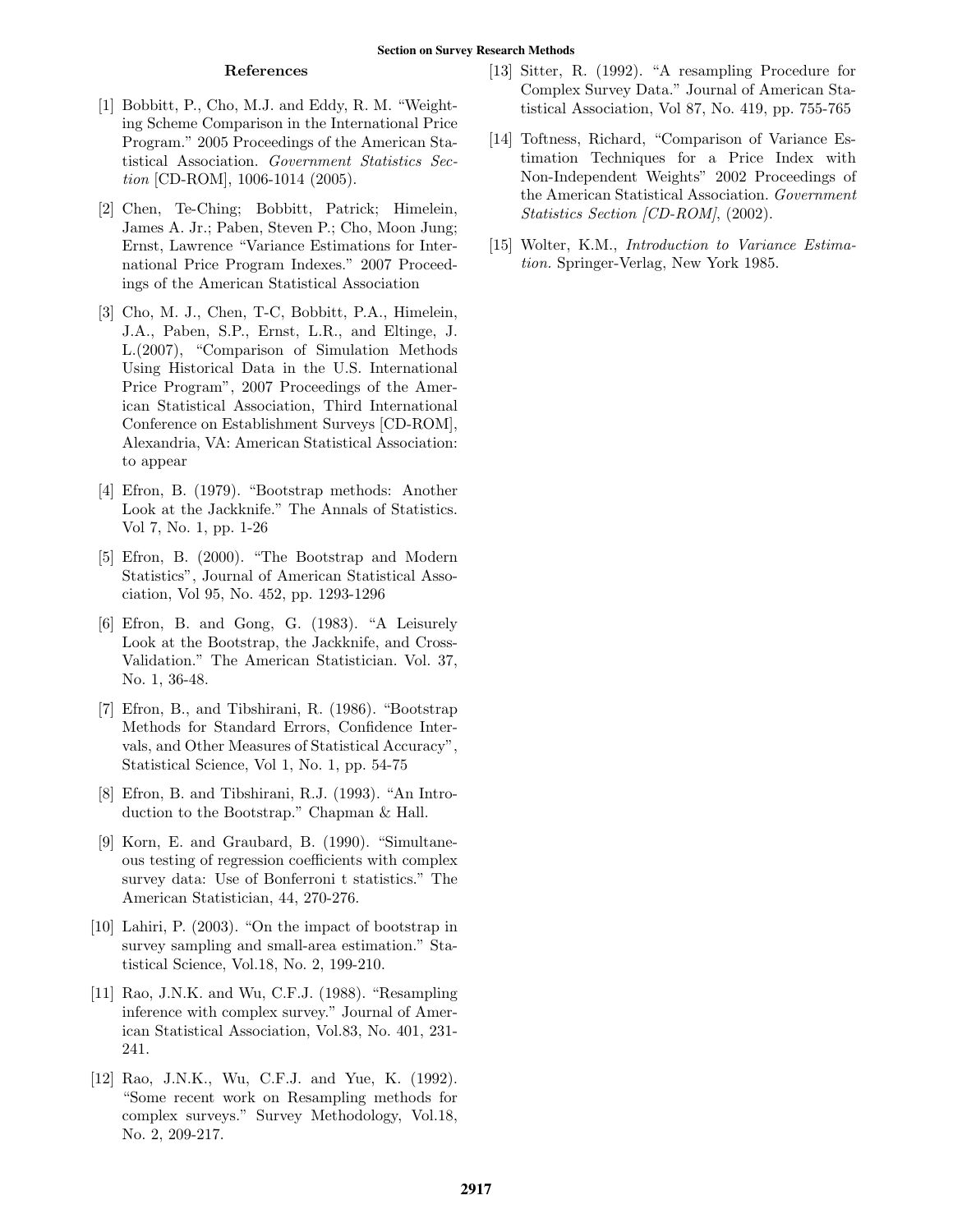## References

[1] Bobbitt, P., Cho, M.J. and Eddy, R. M. "Weighting Scheme Comparison in the International Price Program." 2005 Proceedings of the American Statistical Association. *Government Statistics Section* [CD-ROM], 1006-1014 (2005).

[2] Chen, Te-Ching; Bobbitt, Patrick; Himelein, James A. Jr.; Paben, Steven P.; Cho, Moon Jung; Ernst, Lawrence "Variance Estimations for International Price Program Indexes." 2007 Proceedings of the American Statistical Association

[3] Cho, M. J., Chen, T-C, Bobbitt, P.A., Himelein, J.A., Paben, S.P., Ernst, L.R., and Eltinge, J. L.(2007), "Comparison of Simulation Methods Using Historical Data in the U.S. International Price Program", 2007 Proceedings of the American Statistical Association, Third International Conference on Establishment Surveys [CD-ROM], Alexandria, VA: American Statistical Association: to appear

[4] Efron, B. (1979). "Bootstrap methods: Another Look at the Jackknife." The Annals of Statistics. Vol 7, No. 1, pp. 1-26

[5] Efron, B. (2000). "The Bootstrap and Modern Statistics", Journal of American Statistical Association, Vol 95, No. 452, pp. 1293-1296

[6] Efron, B. and Gong, G. (1983). "A Leisurely Look at the Bootstrap, the Jackknife, and Cross-Validation." The American Statistician. Vol. 37, No. 1, 36-48.

[7] Efron, B., and Tibshirani, R. (1986). "Bootstrap Methods for Standard Errors, Confidence Intervals, and Other Measures of Statistical Accuracy", Statistical Science, Vol 1, No. 1, pp. 54-75

[8] Efron, B. and Tibshirani, R.J. (1993). "An Introduction to the Bootstrap." Chapman & Hall.

[9] Korn, E. and Graubard, B. (1990). "Simultaneous testing of regression coefficients with complex survey data: Use of Bonferroni t statistics." The American Statistician, 44, 270-276.

[10] Lahiri, P. (2003). "On the impact of bootstrap in survey sampling and small-area estimation." Statistical Science, Vol.18, No. 2, 199-210.

[11] Rao, J.N.K. and Wu, C.F.J. (1988). "Resampling inference with complex survey." Journal of American Statistical Association, Vol.83, No. 401, 231-241.

[12] Rao, J.N.K., Wu, C.F.J. and Yue, K. (1992). "Some recent work on Resampling methods for complex surveys." Survey Methodology, Vol.18, No. 2, 209-217.

[13] Sitter, R. (1992). "A resampling Procedure for Complex Survey Data." Journal of American Statistical Association, Vol 87, No. 419, pp. 755-765

[14] Toftness, Richard, "Comparison of Variance Estimation Techniques for a Price Index with Non-Independent Weights" 2002 Proceedings of the American Statistical Association. *Government Statistics Section [CD-ROM]*, (2002).

[15] Wolter, K.M., *Introduction to Variance Estimation.* Springer-Verlag, New York 1985.